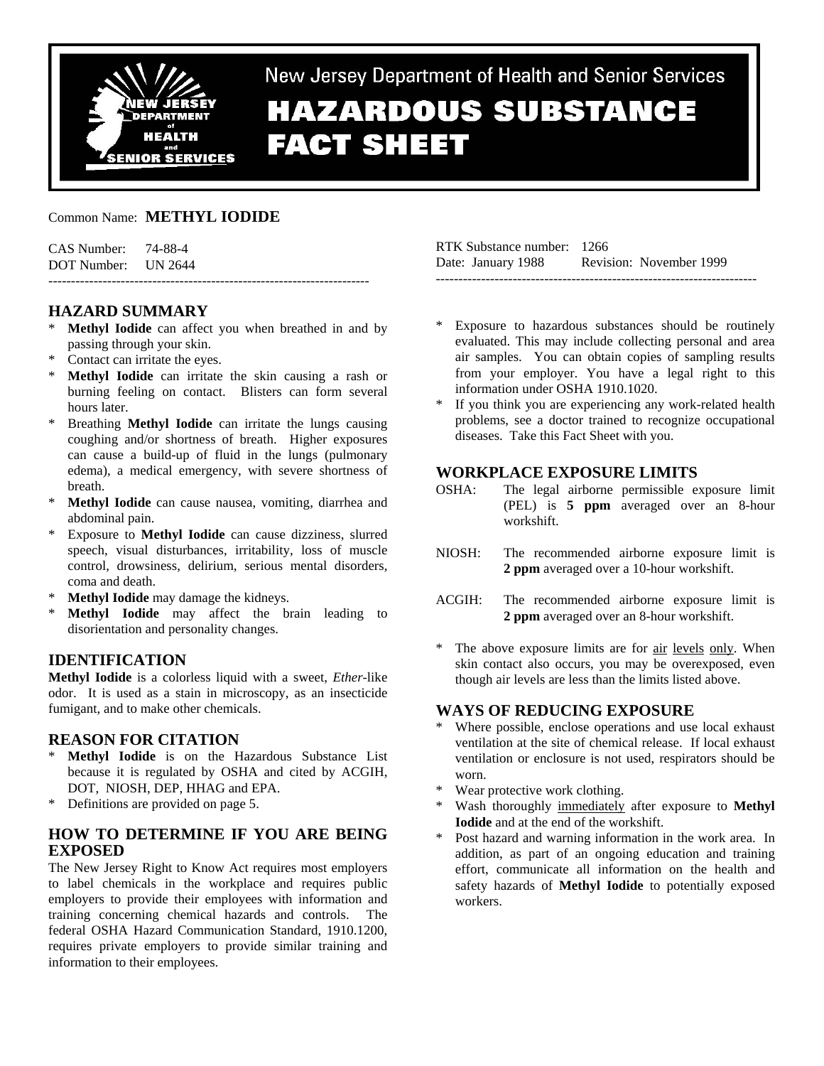New Jersey Department of Health and Senior Services

# HAZARDOUS SUBSTANCE FACT SHEET

Common Name: **METHYL IODIDE**

CAS Number: 74-88-4
DOT Number: UN 2644

RTK Substance number: 1266
Date: January 1988 Revision: November 1999

---

## HAZARD SUMMARY

* **Methyl Iodide** can affect you when breathed in and by passing through your skin.
* Contact can irritate the eyes.
* **Methyl Iodide** can irritate the skin causing a rash or burning feeling on contact. Blisters can form several hours later.
* Breathing **Methyl Iodide** can irritate the lungs causing coughing and/or shortness of breath. Higher exposures can cause a build-up of fluid in the lungs (pulmonary edema), a medical emergency, with severe shortness of breath.
* **Methyl Iodide** can cause nausea, vomiting, diarrhea and abdominal pain.
* Exposure to **Methyl Iodide** can cause dizziness, slurred speech, visual disturbances, irritability, loss of muscle control, drowsiness, delirium, serious mental disorders, coma and death.
* **Methyl Iodide** may damage the kidneys.
* **Methyl Iodide** may affect the brain leading to disorientation and personality changes.

## IDENTIFICATION

**Methyl Iodide** is a colorless liquid with a sweet, *Ether*-like odor. It is used as a stain in microscopy, as an insecticide fumigant, and to make other chemicals.

## REASON FOR CITATION

* **Methyl Iodide** is on the Hazardous Substance List because it is regulated by OSHA and cited by ACGIH, DOT, NIOSH, DEP, HHAG and EPA.
* Definitions are provided on page 5.

## HOW TO DETERMINE IF YOU ARE BEING EXPOSED

The New Jersey Right to Know Act requires most employers to label chemicals in the workplace and requires public employers to provide their employees with information and training concerning chemical hazards and controls. The federal OSHA Hazard Communication Standard, 1910.1200, requires private employers to provide similar training and information to their employees.

* Exposure to hazardous substances should be routinely evaluated. This may include collecting personal and area air samples. You can obtain copies of sampling results from your employer. You have a legal right to this information under OSHA 1910.1020.
* If you think you are experiencing any work-related health problems, see a doctor trained to recognize occupational diseases. Take this Fact Sheet with you.

## WORKPLACE EXPOSURE LIMITS

OSHA: The legal airborne permissible exposure limit (PEL) is **5 ppm** averaged over an 8-hour workshift.

NIOSH: The recommended airborne exposure limit is **2 ppm** averaged over a 10-hour workshift.

ACGIH: The recommended airborne exposure limit is **2 ppm** averaged over an 8-hour workshift.

* The above exposure limits are for air levels only. When skin contact also occurs, you may be overexposed, even though air levels are less than the limits listed above.

## WAYS OF REDUCING EXPOSURE

* Where possible, enclose operations and use local exhaust ventilation at the site of chemical release. If local exhaust ventilation or enclosure is not used, respirators should be worn.
* Wear protective work clothing.
* Wash thoroughly immediately after exposure to **Methyl Iodide** and at the end of the workshift.
* Post hazard and warning information in the work area. In addition, as part of an ongoing education and training effort, communicate all information on the health and safety hazards of **Methyl Iodide** to potentially exposed workers.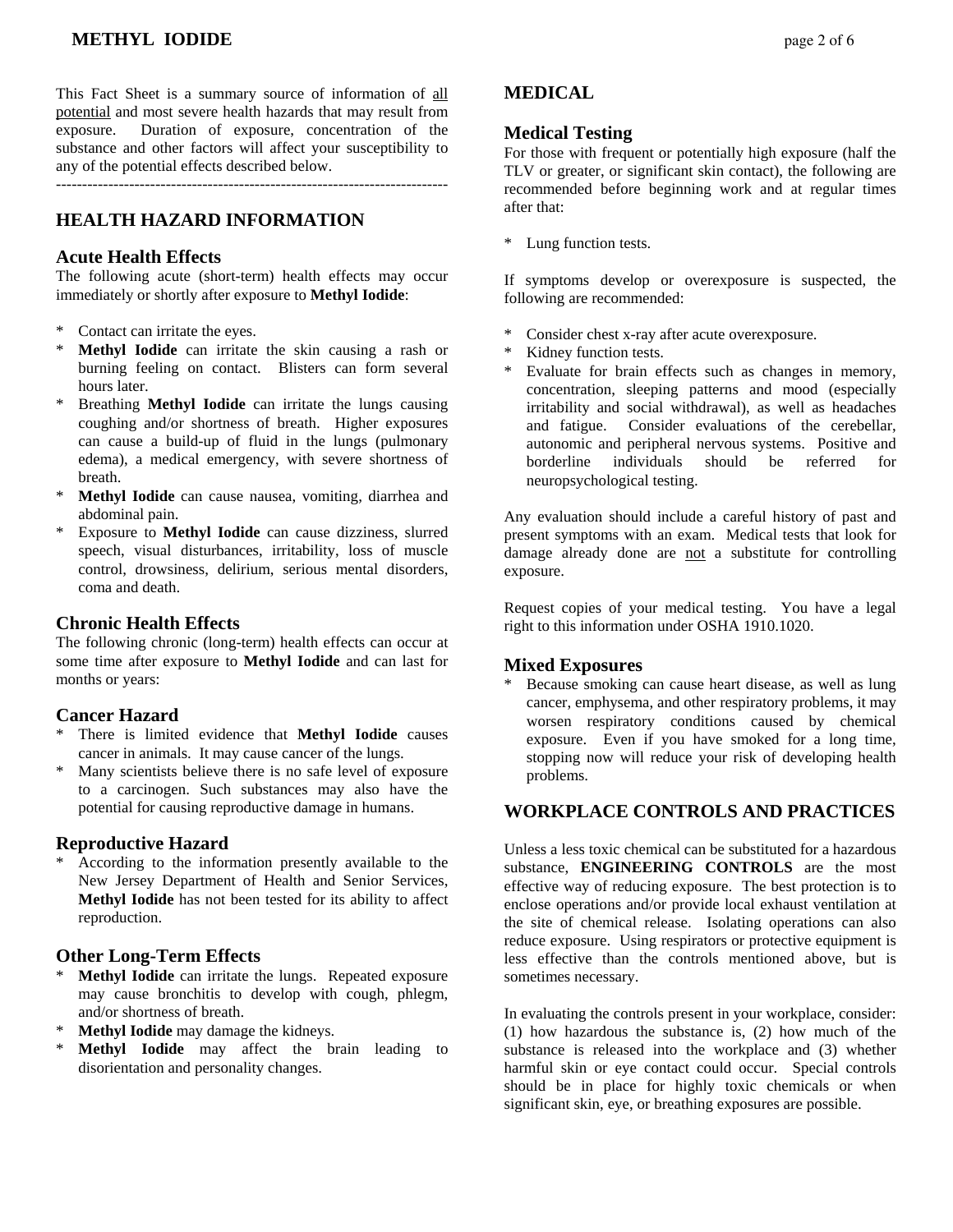This Fact Sheet is a summary source of information of all potential and most severe health hazards that may result from exposure. Duration of exposure, concentration of the substance and other factors will affect your susceptibility to any of the potential effects described below.

---

## HEALTH HAZARD INFORMATION

### Acute Health Effects

The following acute (short-term) health effects may occur immediately or shortly after exposure to **Methyl Iodide**:

* Contact can irritate the eyes.
* **Methyl Iodide** can irritate the skin causing a rash or burning feeling on contact. Blisters can form several hours later.
* Breathing **Methyl Iodide** can irritate the lungs causing coughing and/or shortness of breath. Higher exposures can cause a build-up of fluid in the lungs (pulmonary edema), a medical emergency, with severe shortness of breath.
* **Methyl Iodide** can cause nausea, vomiting, diarrhea and abdominal pain.
* Exposure to **Methyl Iodide** can cause dizziness, slurred speech, visual disturbances, irritability, loss of muscle control, drowsiness, delirium, serious mental disorders, coma and death.

### Chronic Health Effects

The following chronic (long-term) health effects can occur at some time after exposure to **Methyl Iodide** and can last for months or years:

### Cancer Hazard

* There is limited evidence that **Methyl Iodide** causes cancer in animals. It may cause cancer of the lungs.
* Many scientists believe there is no safe level of exposure to a carcinogen. Such substances may also have the potential for causing reproductive damage in humans.

### Reproductive Hazard

* According to the information presently available to the New Jersey Department of Health and Senior Services, **Methyl Iodide** has not been tested for its ability to affect reproduction.

### Other Long-Term Effects

* **Methyl Iodide** can irritate the lungs. Repeated exposure may cause bronchitis to develop with cough, phlegm, and/or shortness of breath.
* **Methyl Iodide** may damage the kidneys.
* **Methyl Iodide** may affect the brain leading to disorientation and personality changes.

## MEDICAL

### Medical Testing

For those with frequent or potentially high exposure (half the TLV or greater, or significant skin contact), the following are recommended before beginning work and at regular times after that:

* Lung function tests.

If symptoms develop or overexposure is suspected, the following are recommended:

* Consider chest x-ray after acute overexposure.
* Kidney function tests.
* Evaluate for brain effects such as changes in memory, concentration, sleeping patterns and mood (especially irritability and social withdrawal), as well as headaches and fatigue. Consider evaluations of the cerebellar, autonomic and peripheral nervous systems. Positive and borderline individuals should be referred for neuropsychological testing.

Any evaluation should include a careful history of past and present symptoms with an exam. Medical tests that look for damage already done are not a substitute for controlling exposure.

Request copies of your medical testing. You have a legal right to this information under OSHA 1910.1020.

### Mixed Exposures

* Because smoking can cause heart disease, as well as lung cancer, emphysema, and other respiratory problems, it may worsen respiratory conditions caused by chemical exposure. Even if you have smoked for a long time, stopping now will reduce your risk of developing health problems.

## WORKPLACE CONTROLS AND PRACTICES

Unless a less toxic chemical can be substituted for a hazardous substance, **ENGINEERING CONTROLS** are the most effective way of reducing exposure. The best protection is to enclose operations and/or provide local exhaust ventilation at the site of chemical release. Isolating operations can also reduce exposure. Using respirators or protective equipment is less effective than the controls mentioned above, but is sometimes necessary.

In evaluating the controls present in your workplace, consider: (1) how hazardous the substance is, (2) how much of the substance is released into the workplace and (3) whether harmful skin or eye contact could occur. Special controls should be in place for highly toxic chemicals or when significant skin, eye, or breathing exposures are possible.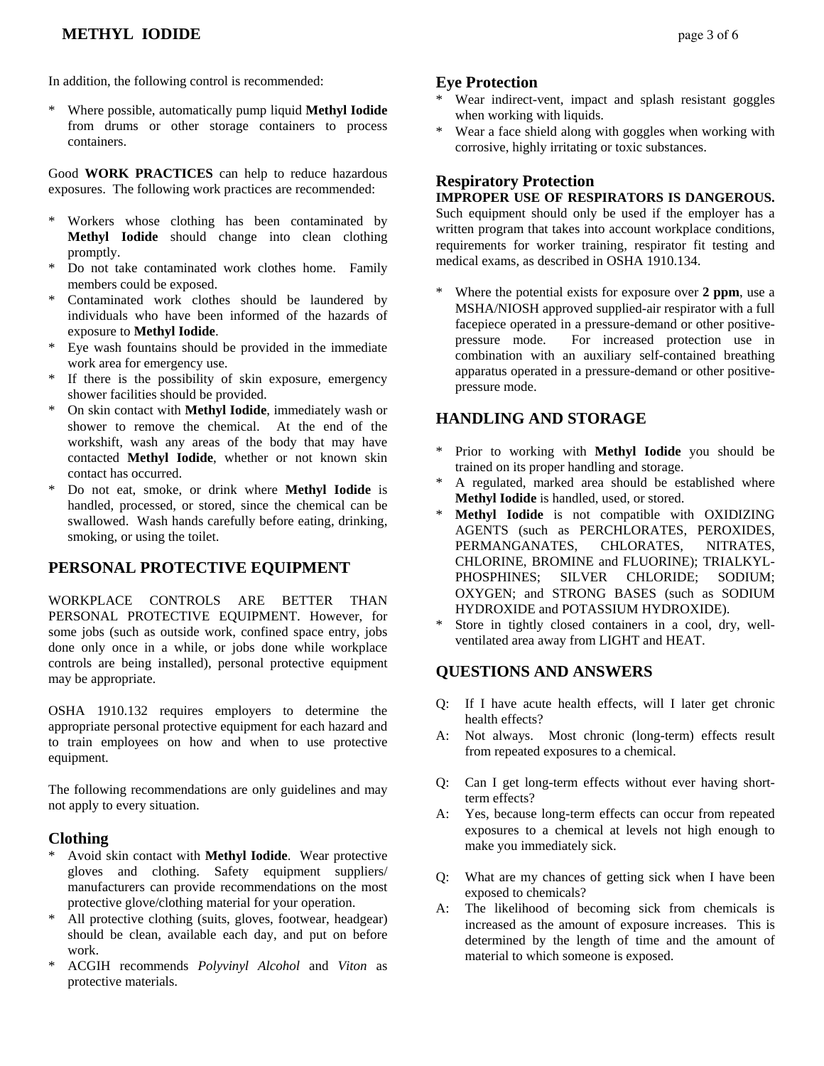In addition, the following control is recommended:

* Where possible, automatically pump liquid **Methyl Iodide** from drums or other storage containers to process containers.

Good **WORK PRACTICES** can help to reduce hazardous exposures. The following work practices are recommended:

* Workers whose clothing has been contaminated by **Methyl Iodide** should change into clean clothing promptly.
* Do not take contaminated work clothes home. Family members could be exposed.
* Contaminated work clothes should be laundered by individuals who have been informed of the hazards of exposure to **Methyl Iodide**.
* Eye wash fountains should be provided in the immediate work area for emergency use.
* If there is the possibility of skin exposure, emergency shower facilities should be provided.
* On skin contact with **Methyl Iodide**, immediately wash or shower to remove the chemical. At the end of the workshift, wash any areas of the body that may have contacted **Methyl Iodide**, whether or not known skin contact has occurred.
* Do not eat, smoke, or drink where **Methyl Iodide** is handled, processed, or stored, since the chemical can be swallowed. Wash hands carefully before eating, drinking, smoking, or using the toilet.

## PERSONAL PROTECTIVE EQUIPMENT

WORKPLACE CONTROLS ARE BETTER THAN PERSONAL PROTECTIVE EQUIPMENT. However, for some jobs (such as outside work, confined space entry, jobs done only once in a while, or jobs done while workplace controls are being installed), personal protective equipment may be appropriate.

OSHA 1910.132 requires employers to determine the appropriate personal protective equipment for each hazard and to train employees on how and when to use protective equipment.

The following recommendations are only guidelines and may not apply to every situation.

### Clothing

* Avoid skin contact with **Methyl Iodide**. Wear protective gloves and clothing. Safety equipment suppliers/ manufacturers can provide recommendations on the most protective glove/clothing material for your operation.
* All protective clothing (suits, gloves, footwear, headgear) should be clean, available each day, and put on before work.
* ACGIH recommends *Polyvinyl Alcohol* and *Viton* as protective materials.

### Eye Protection

* Wear indirect-vent, impact and splash resistant goggles when working with liquids.
* Wear a face shield along with goggles when working with corrosive, highly irritating or toxic substances.

### Respiratory Protection

**IMPROPER USE OF RESPIRATORS IS DANGEROUS.** Such equipment should only be used if the employer has a written program that takes into account workplace conditions, requirements for worker training, respirator fit testing and medical exams, as described in OSHA 1910.134.

* Where the potential exists for exposure over **2 ppm**, use a MSHA/NIOSH approved supplied-air respirator with a full facepiece operated in a pressure-demand or other positive-pressure mode. For increased protection use in combination with an auxiliary self-contained breathing apparatus operated in a pressure-demand or other positive-pressure mode.

## HANDLING AND STORAGE

* Prior to working with **Methyl Iodide** you should be trained on its proper handling and storage.
* A regulated, marked area should be established where **Methyl Iodide** is handled, used, or stored.
* **Methyl Iodide** is not compatible with OXIDIZING AGENTS (such as PERCHLORATES, PEROXIDES, PERMANGANATES, CHLORATES, NITRATES, CHLORINE, BROMINE and FLUORINE); TRIALKYL-PHOSPHINES; SILVER CHLORIDE; SODIUM; OXYGEN; and STRONG BASES (such as SODIUM HYDROXIDE and POTASSIUM HYDROXIDE).
* Store in tightly closed containers in a cool, dry, well-ventilated area away from LIGHT and HEAT.

## QUESTIONS AND ANSWERS

Q: If I have acute health effects, will I later get chronic health effects?
A: Not always. Most chronic (long-term) effects result from repeated exposures to a chemical.

Q: Can I get long-term effects without ever having short-term effects?
A: Yes, because long-term effects can occur from repeated exposures to a chemical at levels not high enough to make you immediately sick.

Q: What are my chances of getting sick when I have been exposed to chemicals?
A: The likelihood of becoming sick from chemicals is increased as the amount of exposure increases. This is determined by the length of time and the amount of material to which someone is exposed.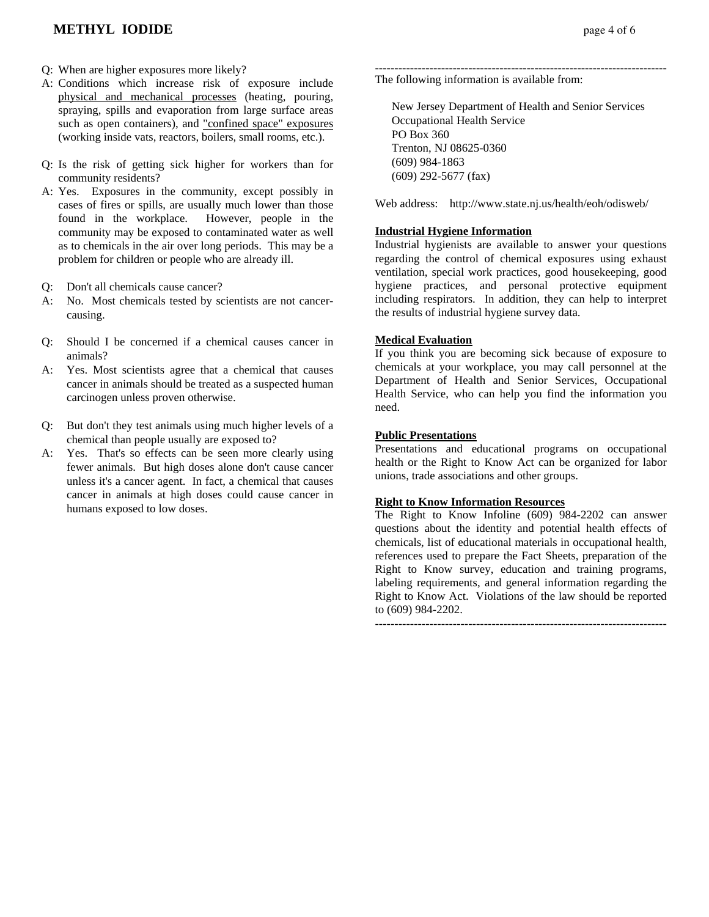Q: When are higher exposures more likely?

A: Conditions which increase risk of exposure include physical and mechanical processes (heating, pouring, spraying, spills and evaporation from large surface areas such as open containers), and "confined space" exposures (working inside vats, reactors, boilers, small rooms, etc.).

Q: Is the risk of getting sick higher for workers than for community residents?

A: Yes. Exposures in the community, except possibly in cases of fires or spills, are usually much lower than those found in the workplace. However, people in the community may be exposed to contaminated water as well as to chemicals in the air over long periods. This may be a problem for children or people who are already ill.

Q: Don't all chemicals cause cancer?

A: No. Most chemicals tested by scientists are not cancer-causing.

Q: Should I be concerned if a chemical causes cancer in animals?

A: Yes. Most scientists agree that a chemical that causes cancer in animals should be treated as a suspected human carcinogen unless proven otherwise.

Q: But don't they test animals using much higher levels of a chemical than people usually are exposed to?

A: Yes. That's so effects can be seen more clearly using fewer animals. But high doses alone don't cause cancer unless it's a cancer agent. In fact, a chemical that causes cancer in animals at high doses could cause cancer in humans exposed to low doses.

---

The following information is available from:

New Jersey Department of Health and Senior Services
Occupational Health Service
PO Box 360
Trenton, NJ 08625-0360
(609) 984-1863
(609) 292-5677 (fax)

Web address: http://www.state.nj.us/health/eoh/odisweb/

**Industrial Hygiene Information**

Industrial hygienists are available to answer your questions regarding the control of chemical exposures using exhaust ventilation, special work practices, good housekeeping, good hygiene practices, and personal protective equipment including respirators. In addition, they can help to interpret the results of industrial hygiene survey data.

**Medical Evaluation**

If you think you are becoming sick because of exposure to chemicals at your workplace, you may call personnel at the Department of Health and Senior Services, Occupational Health Service, who can help you find the information you need.

**Public Presentations**

Presentations and educational programs on occupational health or the Right to Know Act can be organized for labor unions, trade associations and other groups.

**Right to Know Information Resources**

The Right to Know Infoline (609) 984-2202 can answer questions about the identity and potential health effects of chemicals, list of educational materials in occupational health, references used to prepare the Fact Sheets, preparation of the Right to Know survey, education and training programs, labeling requirements, and general information regarding the Right to Know Act. Violations of the law should be reported to (609) 984-2202.

---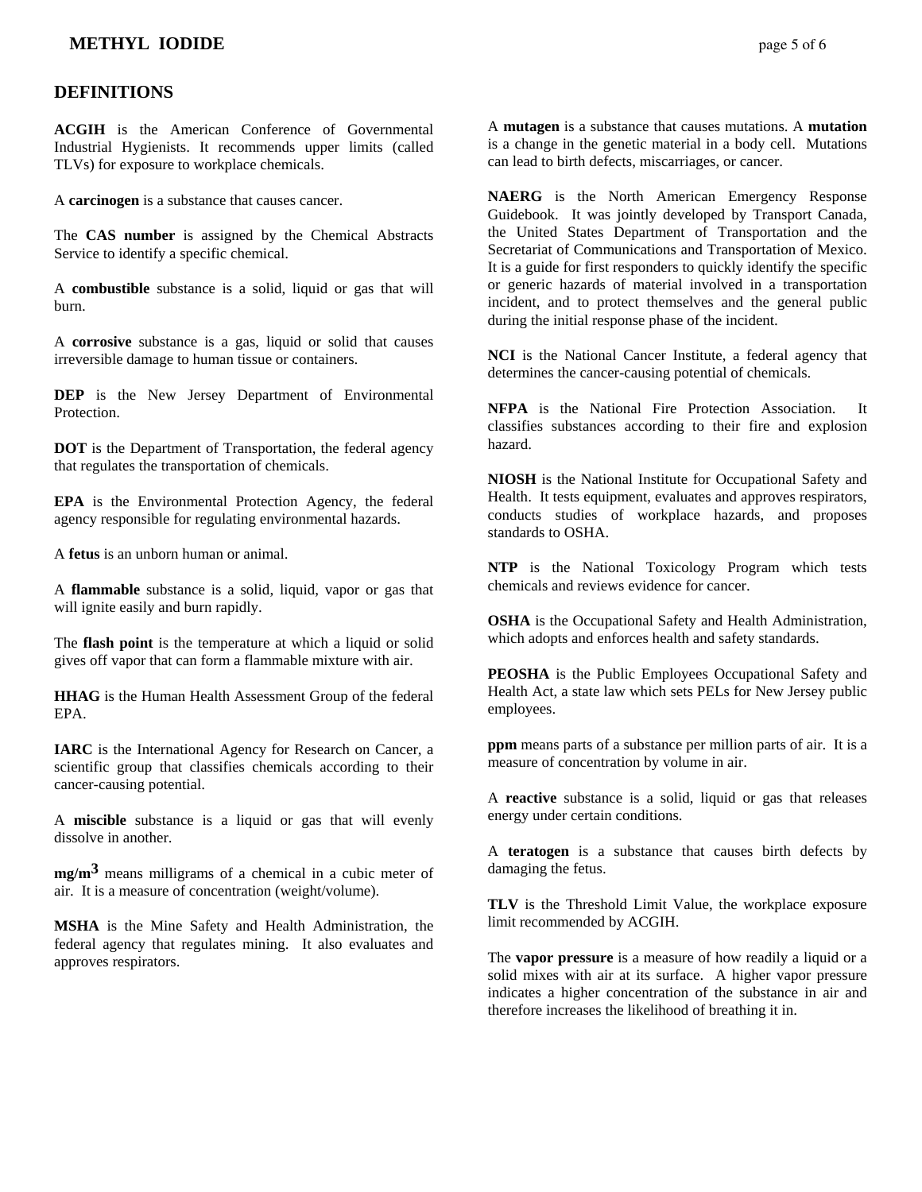## DEFINITIONS

**ACGIH** is the American Conference of Governmental Industrial Hygienists. It recommends upper limits (called TLVs) for exposure to workplace chemicals.

A **carcinogen** is a substance that causes cancer.

The **CAS number** is assigned by the Chemical Abstracts Service to identify a specific chemical.

A **combustible** substance is a solid, liquid or gas that will burn.

A **corrosive** substance is a gas, liquid or solid that causes irreversible damage to human tissue or containers.

**DEP** is the New Jersey Department of Environmental Protection.

**DOT** is the Department of Transportation, the federal agency that regulates the transportation of chemicals.

**EPA** is the Environmental Protection Agency, the federal agency responsible for regulating environmental hazards.

A **fetus** is an unborn human or animal.

A **flammable** substance is a solid, liquid, vapor or gas that will ignite easily and burn rapidly.

The **flash point** is the temperature at which a liquid or solid gives off vapor that can form a flammable mixture with air.

**HHAG** is the Human Health Assessment Group of the federal EPA.

**IARC** is the International Agency for Research on Cancer, a scientific group that classifies chemicals according to their cancer-causing potential.

A **miscible** substance is a liquid or gas that will evenly dissolve in another.

**mg/m$^3$** means milligrams of a chemical in a cubic meter of air. It is a measure of concentration (weight/volume).

**MSHA** is the Mine Safety and Health Administration, the federal agency that regulates mining. It also evaluates and approves respirators.

A **mutagen** is a substance that causes mutations. A **mutation** is a change in the genetic material in a body cell. Mutations can lead to birth defects, miscarriages, or cancer.

**NAERG** is the North American Emergency Response Guidebook. It was jointly developed by Transport Canada, the United States Department of Transportation and the Secretariat of Communications and Transportation of Mexico. It is a guide for first responders to quickly identify the specific or generic hazards of material involved in a transportation incident, and to protect themselves and the general public during the initial response phase of the incident.

**NCI** is the National Cancer Institute, a federal agency that determines the cancer-causing potential of chemicals.

**NFPA** is the National Fire Protection Association. It classifies substances according to their fire and explosion hazard.

**NIOSH** is the National Institute for Occupational Safety and Health. It tests equipment, evaluates and approves respirators, conducts studies of workplace hazards, and proposes standards to OSHA.

**NTP** is the National Toxicology Program which tests chemicals and reviews evidence for cancer.

**OSHA** is the Occupational Safety and Health Administration, which adopts and enforces health and safety standards.

**PEOSHA** is the Public Employees Occupational Safety and Health Act, a state law which sets PELs for New Jersey public employees.

**ppm** means parts of a substance per million parts of air. It is a measure of concentration by volume in air.

A **reactive** substance is a solid, liquid or gas that releases energy under certain conditions.

A **teratogen** is a substance that causes birth defects by damaging the fetus.

**TLV** is the Threshold Limit Value, the workplace exposure limit recommended by ACGIH.

The **vapor pressure** is a measure of how readily a liquid or a solid mixes with air at its surface. A higher vapor pressure indicates a higher concentration of the substance in air and therefore increases the likelihood of breathing it in.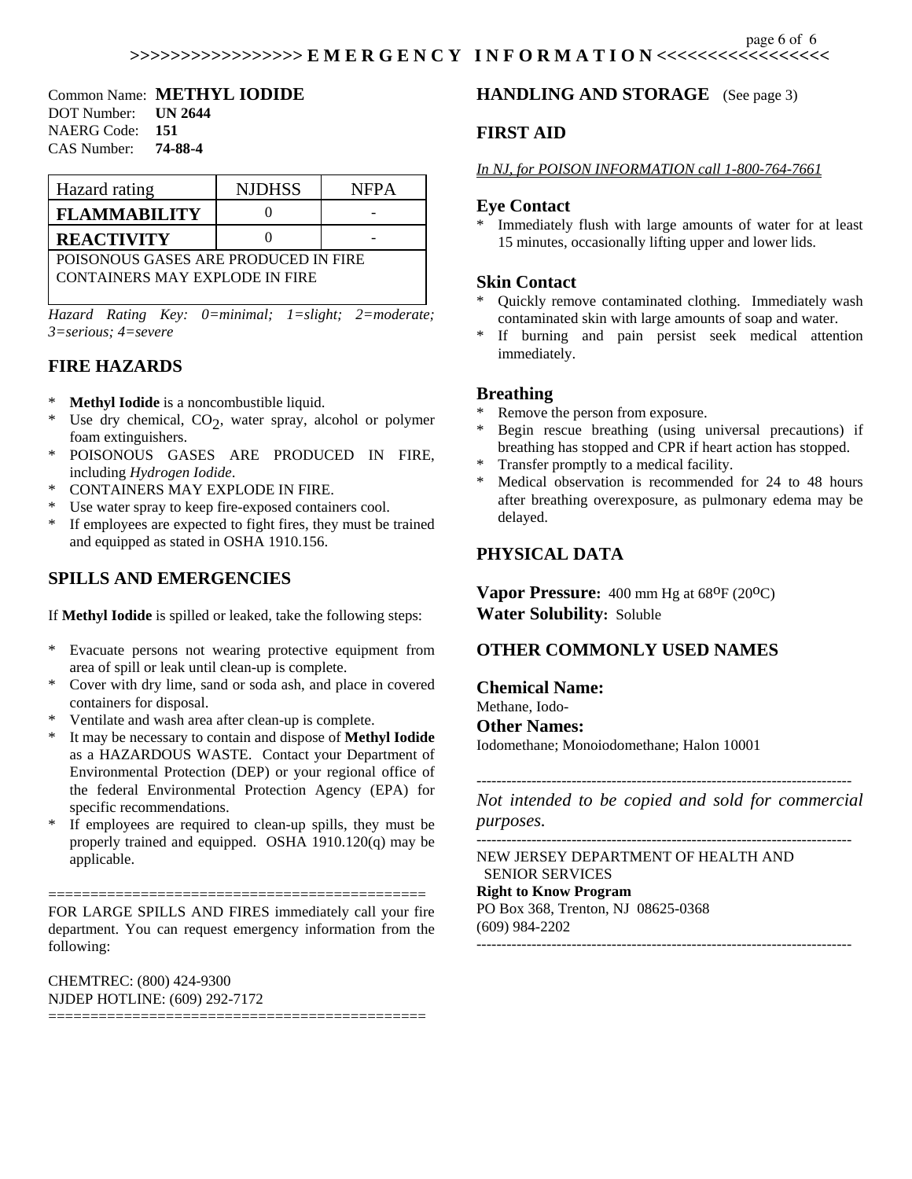# >>>>>>>>>>>>>>>>> E M E R G E N C Y   I N F O R M A T I O N <<<<<<<<<<<<<<<<<

Common Name: **METHYL IODIDE**
DOT Number: **UN 2644**
NAERG Code: **151**
CAS Number: **74-88-4**

| Hazard rating | NJDHSS | NFPA |
|---|---|---|
| **FLAMMABILITY** | 0 | - |
| **REACTIVITY** | 0 | - |
| POISONOUS GASES ARE PRODUCED IN FIRE<br>CONTAINERS MAY EXPLODE IN FIRE | | |

*Hazard Rating Key: 0=minimal; 1=slight; 2=moderate; 3=serious; 4=severe*

## FIRE HAZARDS

* **Methyl Iodide** is a noncombustible liquid.
* Use dry chemical, $CO_2$, water spray, alcohol or polymer foam extinguishers.
* POISONOUS GASES ARE PRODUCED IN FIRE, including *Hydrogen Iodide*.
* CONTAINERS MAY EXPLODE IN FIRE.
* Use water spray to keep fire-exposed containers cool.
* If employees are expected to fight fires, they must be trained and equipped as stated in OSHA 1910.156.

## SPILLS AND EMERGENCIES

If **Methyl Iodide** is spilled or leaked, take the following steps:

* Evacuate persons not wearing protective equipment from area of spill or leak until clean-up is complete.
* Cover with dry lime, sand or soda ash, and place in covered containers for disposal.
* Ventilate and wash area after clean-up is complete.
* It may be necessary to contain and dispose of **Methyl Iodide** as a HAZARDOUS WASTE. Contact your Department of Environmental Protection (DEP) or your regional office of the federal Environmental Protection Agency (EPA) for specific recommendations.
* If employees are required to clean-up spills, they must be properly trained and equipped. OSHA 1910.120(q) may be applicable.

============================================

FOR LARGE SPILLS AND FIRES immediately call your fire department. You can request emergency information from the following:

CHEMTREC: (800) 424-9300
NJDEP HOTLINE: (609) 292-7172

============================================

## HANDLING AND STORAGE (See page 3)

## FIRST AID

*In NJ, for POISON INFORMATION call 1-800-764-7661*

### Eye Contact

* Immediately flush with large amounts of water for at least 15 minutes, occasionally lifting upper and lower lids.

### Skin Contact

* Quickly remove contaminated clothing. Immediately wash contaminated skin with large amounts of soap and water.
* If burning and pain persist seek medical attention immediately.

### Breathing

* Remove the person from exposure.
* Begin rescue breathing (using universal precautions) if breathing has stopped and CPR if heart action has stopped.
* Transfer promptly to a medical facility.
* Medical observation is recommended for 24 to 48 hours after breathing overexposure, as pulmonary edema may be delayed.

## PHYSICAL DATA

**Vapor Pressure:** 400 mm Hg at 68°F (20°C)
**Water Solubility:** Soluble

## OTHER COMMONLY USED NAMES

**Chemical Name:**
Methane, Iodo-
**Other Names:**
Iodomethane; Monoiodomethane; Halon 10001

---

*Not intended to be copied and sold for commercial purposes.*

---

NEW JERSEY DEPARTMENT OF HEALTH AND SENIOR SERVICES
**Right to Know Program**
PO Box 368, Trenton, NJ 08625-0368
(609) 984-2202

---